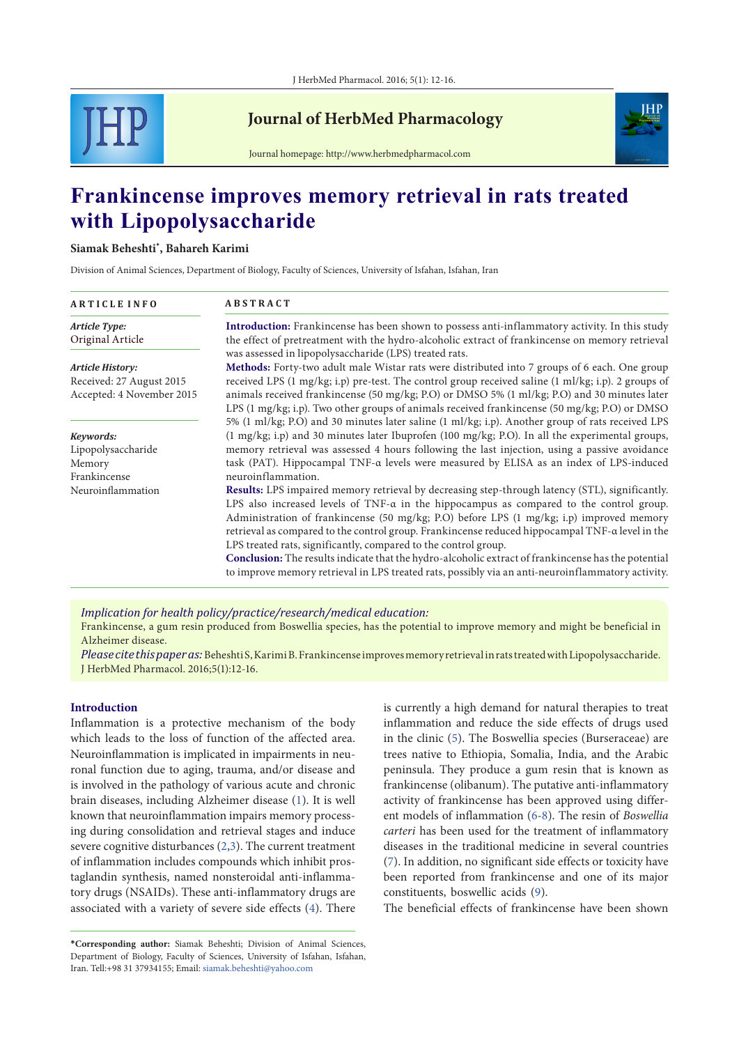# Frankincense improves memory retrieval in rats treated with Lipopolysaccharide

**Siamak Beheshti*, Bahareh Karimi**

Division of Animal Sciences, Department of Biology, Faculty of Sciences, University of Isfahan, Isfahan, Iran

## ARTICLE INFO

***Article Type:***
Original Article

***Article History:***
Received: 27 August 2015
Accepted: 4 November 2015

***Keywords:***
Lipopolysaccharide
Memory
Frankincense
Neuroinflammation

## ABSTRACT

**Introduction:** Frankincense has been shown to possess anti-inflammatory activity. In this study the effect of pretreatment with the hydro-alcoholic extract of frankincense on memory retrieval was assessed in lipopolysaccharide (LPS) treated rats.

**Methods:** Forty-two adult male Wistar rats were distributed into 7 groups of 6 each. One group received LPS (1 mg/kg; i.p) pre-test. The control group received saline (1 ml/kg; i.p). 2 groups of animals received frankincense (50 mg/kg; P.O) or DMSO 5% (1 ml/kg; P.O) and 30 minutes later LPS (1 mg/kg; i.p). Two other groups of animals received frankincense (50 mg/kg; P.O) or DMSO 5% (1 ml/kg; P.O) and 30 minutes later saline (1 ml/kg; i.p). Another group of rats received LPS (1 mg/kg; i.p) and 30 minutes later Ibuprofen (100 mg/kg; P.O). In all the experimental groups, memory retrieval was assessed 4 hours following the last injection, using a passive avoidance task (PAT). Hippocampal TNF-α levels were measured by ELISA as an index of LPS-induced neuroinflammation.

**Results:** LPS impaired memory retrieval by decreasing step-through latency (STL), significantly. LPS also increased levels of TNF-α in the hippocampus as compared to the control group. Administration of frankincense (50 mg/kg; P.O) before LPS (1 mg/kg; i.p) improved memory retrieval as compared to the control group. Frankincense reduced hippocampal TNF-α level in the LPS treated rats, significantly, compared to the control group.

**Conclusion:** The results indicate that the hydro-alcoholic extract of frankincense has the potential to improve memory retrieval in LPS treated rats, possibly via an anti-neuroinflammatory activity.

*Implication for health policy/practice/research/medical education:*
Frankincense, a gum resin produced from Boswellia species, has the potential to improve memory and might be beneficial in Alzheimer disease.

*Please cite this paper as:* Beheshti S, Karimi B. Frankincense improves memory retrieval in rats treated with Lipopolysaccharide. J HerbMed Pharmacol. 2016;5(1):12-16.

## Introduction

Inflammation is a protective mechanism of the body which leads to the loss of function of the affected area. Neuroinflammation is implicated in impairments in neuronal function due to aging, trauma, and/or disease and is involved in the pathology of various acute and chronic brain diseases, including Alzheimer disease (1). It is well known that neuroinflammation impairs memory processing during consolidation and retrieval stages and induce severe cognitive disturbances (2,3). The current treatment of inflammation includes compounds which inhibit prostaglandin synthesis, named nonsteroidal anti-inflammatory drugs (NSAIDs). These anti-inflammatory drugs are associated with a variety of severe side effects (4). There is currently a high demand for natural therapies to treat inflammation and reduce the side effects of drugs used in the clinic (5). The Boswellia species (Burseraceae) are trees native to Ethiopia, Somalia, India, and the Arabic peninsula. They produce a gum resin that is known as frankincense (olibanum). The putative anti-inflammatory activity of frankincense has been approved using different models of inflammation (6-8). The resin of *Boswellia carteri* has been used for the treatment of inflammatory diseases in the traditional medicine in several countries (7). In addition, no significant side effects or toxicity have been reported from frankincense and one of its major constituents, boswellic acids (9).

The beneficial effects of frankincense have been shown

**\*Corresponding author:** Siamak Beheshti; Division of Animal Sciences, Department of Biology, Faculty of Sciences, University of Isfahan, Isfahan, Iran. Tell:+98 31 37934155; Email: siamak.beheshti@yahoo.com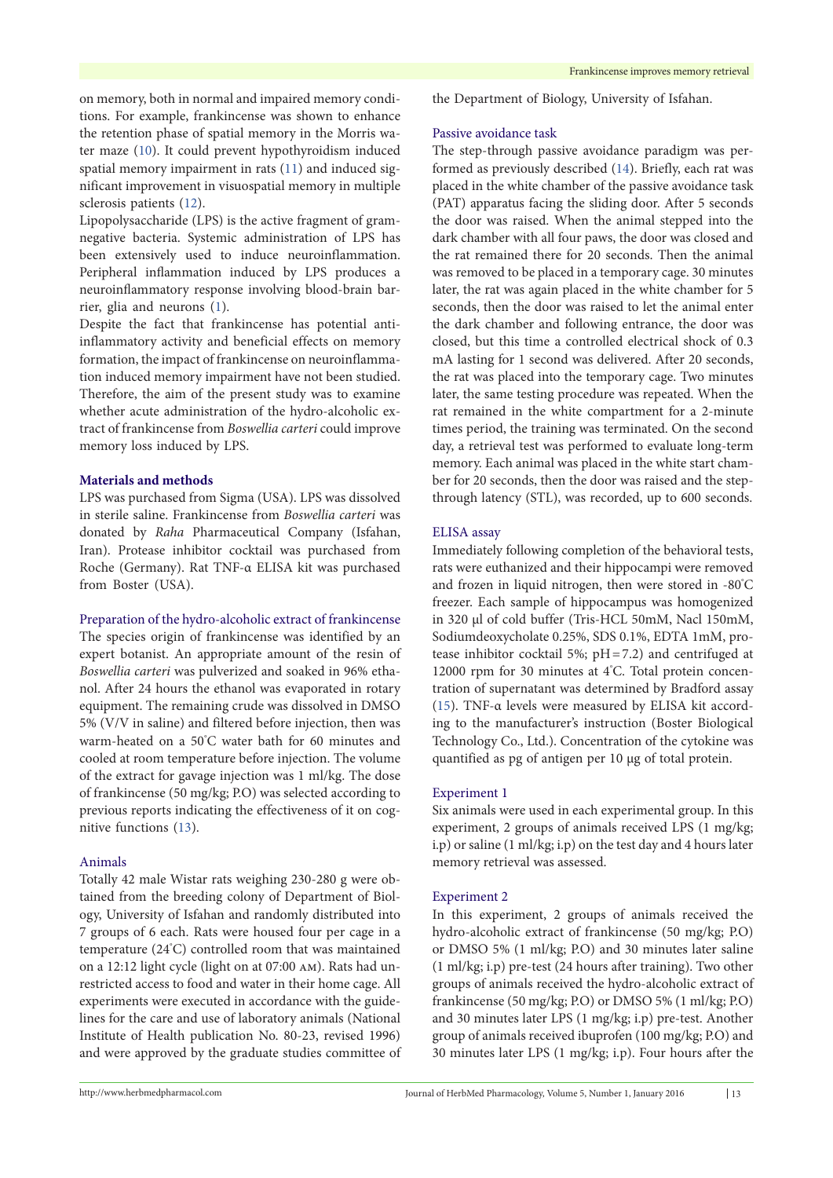on memory, both in normal and impaired memory conditions. For example, frankincense was shown to enhance the retention phase of spatial memory in the Morris water maze (10). It could prevent hypothyroidism induced spatial memory impairment in rats (11) and induced significant improvement in visuospatial memory in multiple sclerosis patients (12).

Lipopolysaccharide (LPS) is the active fragment of gram-negative bacteria. Systemic administration of LPS has been extensively used to induce neuroinflammation. Peripheral inflammation induced by LPS produces a neuroinflammatory response involving blood-brain barrier, glia and neurons (1).

Despite the fact that frankincense has potential anti-inflammatory activity and beneficial effects on memory formation, the impact of frankincense on neuroinflammation induced memory impairment have not been studied. Therefore, the aim of the present study was to examine whether acute administration of the hydro-alcoholic extract of frankincense from *Boswellia carteri* could improve memory loss induced by LPS.

## Materials and methods

LPS was purchased from Sigma (USA). LPS was dissolved in sterile saline. Frankincense from *Boswellia carteri* was donated by *Raha* Pharmaceutical Company (Isfahan, Iran). Protease inhibitor cocktail was purchased from Roche (Germany). Rat TNF-α ELISA kit was purchased from Boster (USA).

### Preparation of the hydro-alcoholic extract of frankincense

The species origin of frankincense was identified by an expert botanist. An appropriate amount of the resin of *Boswellia carteri* was pulverized and soaked in 96% ethanol. After 24 hours the ethanol was evaporated in rotary equipment. The remaining crude was dissolved in DMSO 5% (V/V in saline) and filtered before injection, then was warm-heated on a 50°C water bath for 60 minutes and cooled at room temperature before injection. The volume of the extract for gavage injection was 1 ml/kg. The dose of frankincense (50 mg/kg; P.O) was selected according to previous reports indicating the effectiveness of it on cognitive functions (13).

### Animals

Totally 42 male Wistar rats weighing 230-280 g were obtained from the breeding colony of Department of Biology, University of Isfahan and randomly distributed into 7 groups of 6 each. Rats were housed four per cage in a temperature (24°C) controlled room that was maintained on a 12:12 light cycle (light on at 07:00 AM). Rats had unrestricted access to food and water in their home cage. All experiments were executed in accordance with the guidelines for the care and use of laboratory animals (National Institute of Health publication No. 80-23, revised 1996) and were approved by the graduate studies committee of the Department of Biology, University of Isfahan.

### Passive avoidance task

The step-through passive avoidance paradigm was performed as previously described (14). Briefly, each rat was placed in the white chamber of the passive avoidance task (PAT) apparatus facing the sliding door. After 5 seconds the door was raised. When the animal stepped into the dark chamber with all four paws, the door was closed and the rat remained there for 20 seconds. Then the animal was removed to be placed in a temporary cage. 30 minutes later, the rat was again placed in the white chamber for 5 seconds, then the door was raised to let the animal enter the dark chamber and following entrance, the door was closed, but this time a controlled electrical shock of 0.3 mA lasting for 1 second was delivered. After 20 seconds, the rat was placed into the temporary cage. Two minutes later, the same testing procedure was repeated. When the rat remained in the white compartment for a 2-minute times period, the training was terminated. On the second day, a retrieval test was performed to evaluate long-term memory. Each animal was placed in the white start chamber for 20 seconds, then the door was raised and the step-through latency (STL), was recorded, up to 600 seconds.

### ELISA assay

Immediately following completion of the behavioral tests, rats were euthanized and their hippocampi were removed and frozen in liquid nitrogen, then were stored in -80°C freezer. Each sample of hippocampus was homogenized in 320 µl of cold buffer (Tris-HCL 50mM, Nacl 150mM, Sodiumdeoxycholate 0.25%, SDS 0.1%, EDTA 1mM, protease inhibitor cocktail 5%; pH = 7.2) and centrifuged at 12000 rpm for 30 minutes at 4°C. Total protein concentration of supernatant was determined by Bradford assay (15). TNF-α levels were measured by ELISA kit according to the manufacturer's instruction (Boster Biological Technology Co., Ltd.). Concentration of the cytokine was quantified as pg of antigen per 10 µg of total protein.

### Experiment 1

Six animals were used in each experimental group. In this experiment, 2 groups of animals received LPS (1 mg/kg; i.p) or saline (1 ml/kg; i.p) on the test day and 4 hours later memory retrieval was assessed.

### Experiment 2

In this experiment, 2 groups of animals received the hydro-alcoholic extract of frankincense (50 mg/kg; P.O) or DMSO 5% (1 ml/kg; P.O) and 30 minutes later saline (1 ml/kg; i.p) pre-test (24 hours after training). Two other groups of animals received the hydro-alcoholic extract of frankincense (50 mg/kg; P.O) or DMSO 5% (1 ml/kg; P.O) and 30 minutes later LPS (1 mg/kg; i.p) pre-test. Another group of animals received ibuprofen (100 mg/kg; P.O) and 30 minutes later LPS (1 mg/kg; i.p). Four hours after the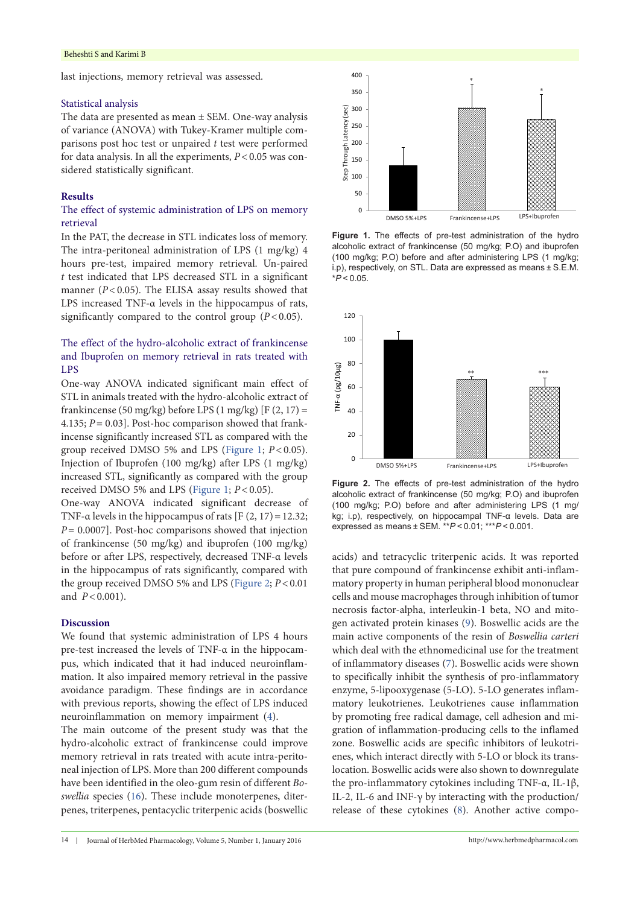last injections, memory retrieval was assessed.

### Statistical analysis

The data are presented as mean ± SEM. One-way analysis of variance (ANOVA) with Tukey-Kramer multiple comparisons post hoc test or unpaired *t* test were performed for data analysis. In all the experiments, $P < 0.05$ was considered statistically significant.

## Results

### The effect of systemic administration of LPS on memory retrieval

In the PAT, the decrease in STL indicates loss of memory. The intra-peritoneal administration of LPS (1 mg/kg) 4 hours pre-test, impaired memory retrieval. Un-paired *t* test indicated that LPS decreased STL in a significant manner ($P < 0.05$). The ELISA assay results showed that LPS increased TNF-α levels in the hippocampus of rats, significantly compared to the control group ($P < 0.05$).

### The effect of the hydro-alcoholic extract of frankincense and Ibuprofen on memory retrieval in rats treated with LPS

One-way ANOVA indicated significant main effect of STL in animals treated with the hydro-alcoholic extract of frankincense (50 mg/kg) before LPS (1 mg/kg) [$F (2, 17) = 4.135$; $P = 0.03$]. Post-hoc comparison showed that frankincense significantly increased STL as compared with the group received DMSO 5% and LPS (Figure 1; $P < 0.05$). Injection of Ibuprofen (100 mg/kg) after LPS (1 mg/kg) increased STL, significantly as compared with the group received DMSO 5% and LPS (Figure 1; $P < 0.05$).

One-way ANOVA indicated significant decrease of TNF-α levels in the hippocampus of rats [$F (2, 17) = 12.32$; $P = 0.0007$]. Post-hoc comparisons showed that injection of frankincense (50 mg/kg) and ibuprofen (100 mg/kg) before or after LPS, respectively, decreased TNF-α levels in the hippocampus of rats significantly, compared with the group received DMSO 5% and LPS (Figure 2; $P < 0.01$ and $P < 0.001$).

**Figure 1.** The effects of pre-test administration of the hydro alcoholic extract of frankincense (50 mg/kg; P.O) and ibuprofen (100 mg/kg; P.O) before and after administering LPS (1 mg/kg; i.p), respectively, on STL. Data are expressed as means ± S.E.M. *$P < 0.05$.

**Figure 2.** The effects of pre-test administration of the hydro alcoholic extract of frankincense (50 mg/kg; P.O) and ibuprofen (100 mg/kg; P.O) before and after administering LPS (1 mg/kg; i.p), respectively, on hippocampal TNF-α levels. Data are expressed as means ± SEM. **$P < 0.01$; ***$P < 0.001$.

## Discussion

We found that systemic administration of LPS 4 hours pre-test increased the levels of TNF-α in the hippocampus, which indicated that it had induced neuroinflammation. It also impaired memory retrieval in the passive avoidance paradigm. These findings are in accordance with previous reports, showing the effect of LPS induced neuroinflammation on memory impairment (4).

The main outcome of the present study was that the hydro-alcoholic extract of frankincense could improve memory retrieval in rats treated with acute intra-peritoneal injection of LPS. More than 200 different compounds have been identified in the oleo-gum resin of different *Boswellia* species (16). These include monoterpenes, diterpenes, triterpenes, pentacyclic triterpenic acids (boswellic acids) and tetracyclic triterpenic acids. It was reported that pure compound of frankincense exhibit anti-inflammatory property in human peripheral blood mononuclear cells and mouse macrophages through inhibition of tumor necrosis factor-alpha, interleukin-1 beta, NO and mitogen activated protein kinases (9). Boswellic acids are the main active components of the resin of *Boswellia carteri* which deal with the ethnomedicinal use for the treatment of inflammatory diseases (7). Boswellic acids were shown to specifically inhibit the synthesis of pro-inflammatory enzyme, 5-lipooxygenase (5-LO). 5-LO generates inflammatory leukotrienes. Leukotrienes cause inflammation by promoting free radical damage, cell adhesion and migration of inflammation-producing cells to the inflamed zone. Boswellic acids are specific inhibitors of leukotrienes, which interact directly with 5-LO or block its translocation. Boswellic acids were also shown to downregulate the pro-inflammatory cytokines including TNF-α, IL-1β, IL-2, IL-6 and INF-γ by interacting with the production/release of these cytokines (8). Another active compo-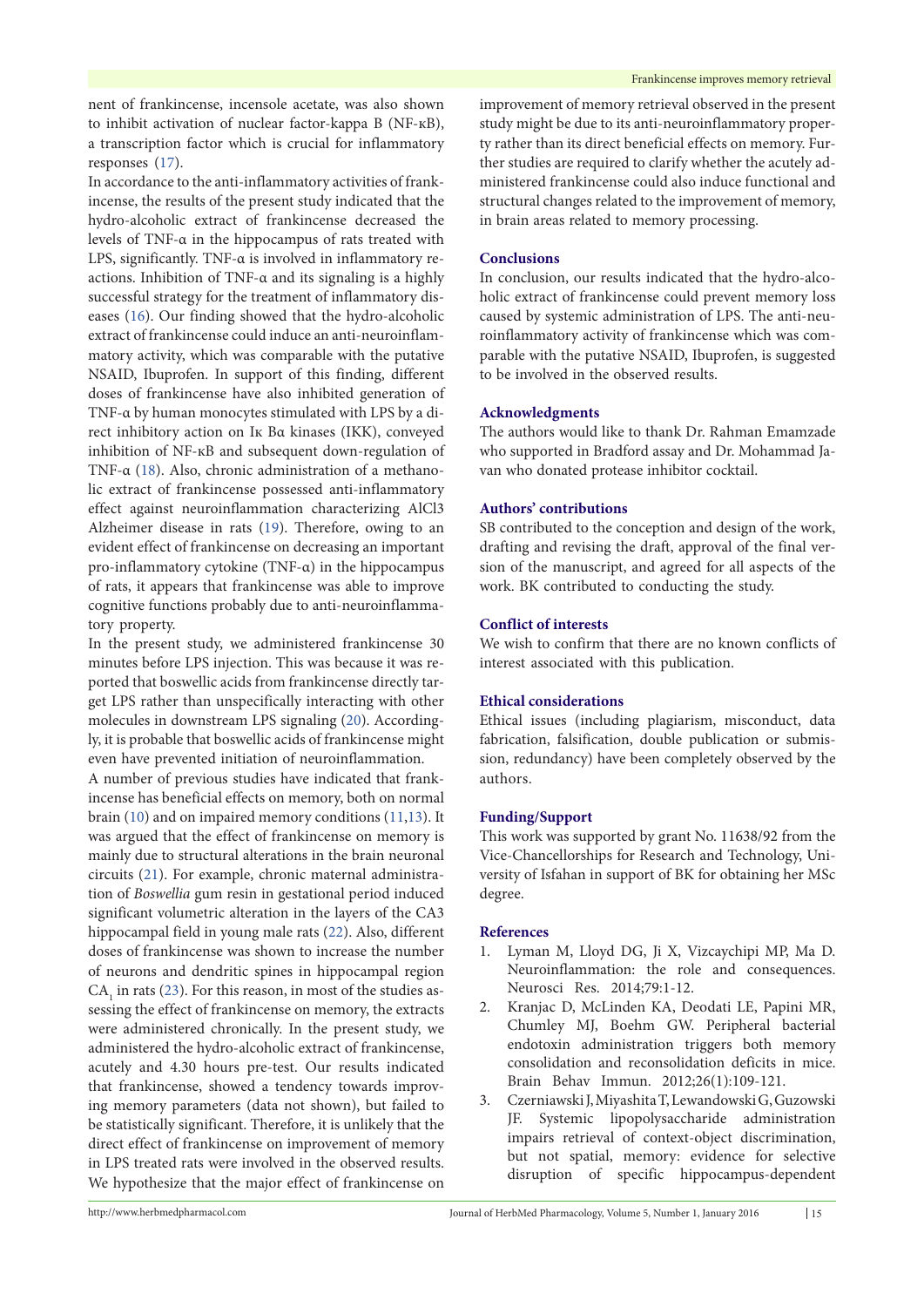nent of frankincense, incensole acetate, was also shown to inhibit activation of nuclear factor-kappa B (NF-κB), a transcription factor which is crucial for inflammatory responses (17).

In accordance to the anti-inflammatory activities of frankincense, the results of the present study indicated that the hydro-alcoholic extract of frankincense decreased the levels of TNF-α in the hippocampus of rats treated with LPS, significantly. TNF-α is involved in inflammatory reactions. Inhibition of TNF-α and its signaling is a highly successful strategy for the treatment of inflammatory diseases (16). Our finding showed that the hydro-alcoholic extract of frankincense could induce an anti-neuroinflammatory activity, which was comparable with the putative NSAID, Ibuprofen. In support of this finding, different doses of frankincense have also inhibited generation of TNF-α by human monocytes stimulated with LPS by a direct inhibitory action on Iκ Bα kinases (IKK), conveyed inhibition of NF-κB and subsequent down-regulation of TNF-α (18). Also, chronic administration of a methanolic extract of frankincense possessed anti-inflammatory effect against neuroinflammation characterizing AlCl3 Alzheimer disease in rats (19). Therefore, owing to an evident effect of frankincense on decreasing an important pro-inflammatory cytokine (TNF-α) in the hippocampus of rats, it appears that frankincense was able to improve cognitive functions probably due to anti-neuroinflammatory property.

In the present study, we administered frankincense 30 minutes before LPS injection. This was because it was reported that boswellic acids from frankincense directly target LPS rather than unspecifically interacting with other molecules in downstream LPS signaling (20). Accordingly, it is probable that boswellic acids of frankincense might even have prevented initiation of neuroinflammation.

A number of previous studies have indicated that frankincense has beneficial effects on memory, both on normal brain (10) and on impaired memory conditions (11,13). It was argued that the effect of frankincense on memory is mainly due to structural alterations in the brain neuronal circuits (21). For example, chronic maternal administration of *Boswellia* gum resin in gestational period induced significant volumetric alteration in the layers of the CA3 hippocampal field in young male rats (22). Also, different doses of frankincense was shown to increase the number of neurons and dendritic spines in hippocampal region $CA_1$ in rats (23). For this reason, in most of the studies assessing the effect of frankincense on memory, the extracts were administered chronically. In the present study, we administered the hydro-alcoholic extract of frankincense, acutely and 4.30 hours pre-test. Our results indicated that frankincense, showed a tendency towards improving memory parameters (data not shown), but failed to be statistically significant. Therefore, it is unlikely that the direct effect of frankincense on improvement of memory in LPS treated rats were involved in the observed results. We hypothesize that the major effect of frankincense on improvement of memory retrieval observed in the present study might be due to its anti-neuroinflammatory property rather than its direct beneficial effects on memory. Further studies are required to clarify whether the acutely administered frankincense could also induce functional and structural changes related to the improvement of memory, in brain areas related to memory processing.

## Conclusions

In conclusion, our results indicated that the hydro-alcoholic extract of frankincense could prevent memory loss caused by systemic administration of LPS. The anti-neuroinflammatory activity of frankincense which was comparable with the putative NSAID, Ibuprofen, is suggested to be involved in the observed results.

## Acknowledgments

The authors would like to thank Dr. Rahman Emamzade who supported in Bradford assay and Dr. Mohammad Javan who donated protease inhibitor cocktail.

## Authors' contributions

SB contributed to the conception and design of the work, drafting and revising the draft, approval of the final version of the manuscript, and agreed for all aspects of the work. BK contributed to conducting the study.

## Conflict of interests

We wish to confirm that there are no known conflicts of interest associated with this publication.

## Ethical considerations

Ethical issues (including plagiarism, misconduct, data fabrication, falsification, double publication or submission, redundancy) have been completely observed by the authors.

## Funding/Support

This work was supported by grant No. 11638/92 from the Vice-Chancellorships for Research and Technology, University of Isfahan in support of BK for obtaining her MSc degree.

## References

1. Lyman M, Lloyd DG, Ji X, Vizcaychipi MP, Ma D. Neuroinflammation: the role and consequences. Neurosci Res. 2014;79:1-12.
2. Kranjac D, McLinden KA, Deodati LE, Papini MR, Chumley MJ, Boehm GW. Peripheral bacterial endotoxin administration triggers both memory consolidation and reconsolidation deficits in mice. Brain Behav Immun. 2012;26(1):109-121.
3. Czerniawski J, Miyashita T, Lewandowski G, Guzowski JF. Systemic lipopolysaccharide administration impairs retrieval of context-object discrimination, but not spatial, memory: evidence for selective disruption of specific hippocampus-dependent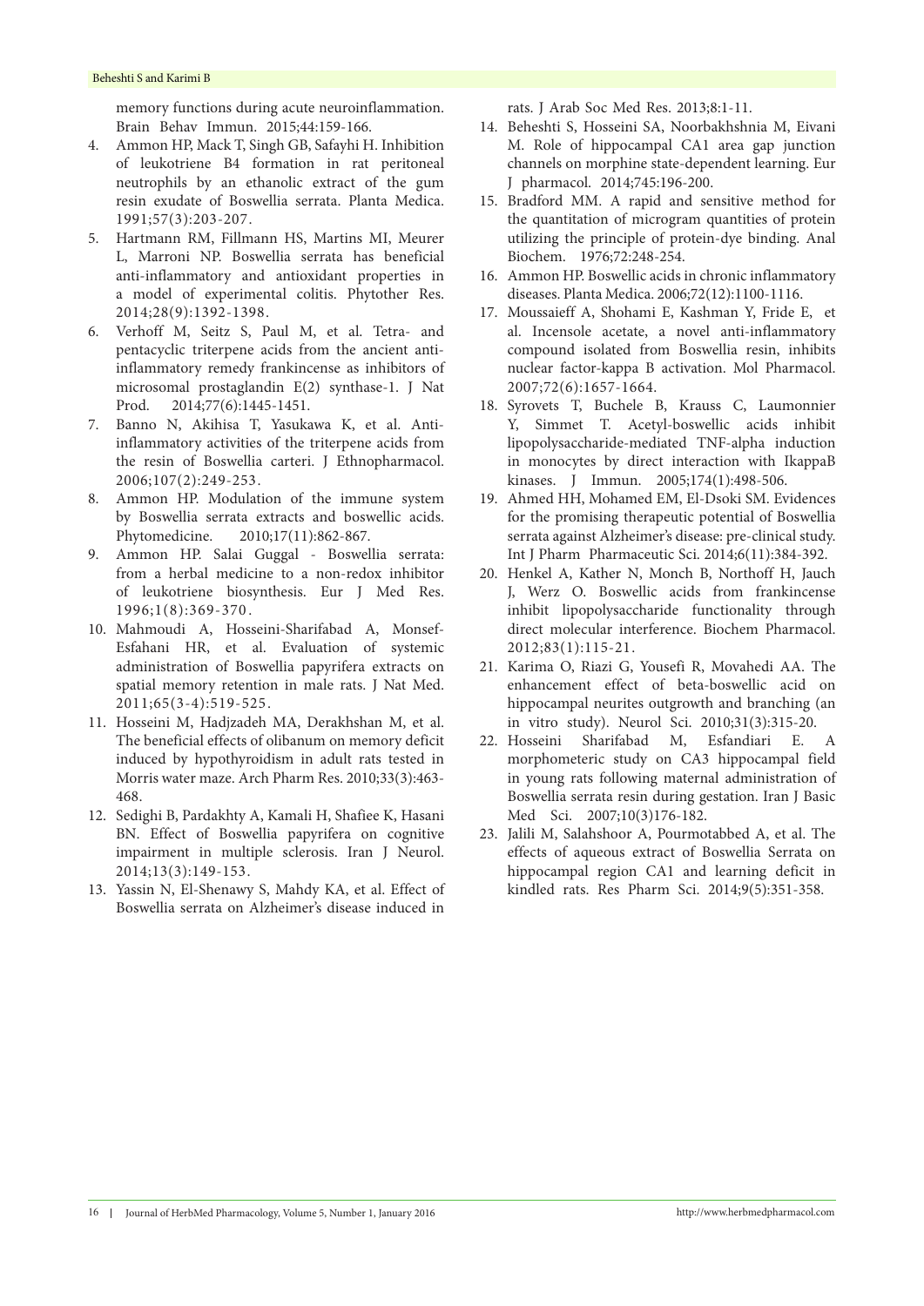memory functions during acute neuroinflammation. Brain Behav Immun. 2015;44:159-166.

4. Ammon HP, Mack T, Singh GB, Safayhi H. Inhibition of leukotriene B4 formation in rat peritoneal neutrophils by an ethanolic extract of the gum resin exudate of Boswellia serrata. Planta Medica. 1991;57(3):203-207.
5. Hartmann RM, Fillmann HS, Martins MI, Meurer L, Marroni NP. Boswellia serrata has beneficial anti-inflammatory and antioxidant properties in a model of experimental colitis. Phytother Res. 2014;28(9):1392-1398.
6. Verhoff M, Seitz S, Paul M, et al. Tetra- and pentacyclic triterpene acids from the ancient anti-inflammatory remedy frankincense as inhibitors of microsomal prostaglandin E(2) synthase-1. J Nat Prod. 2014;77(6):1445-1451.
7. Banno N, Akihisa T, Yasukawa K, et al. Anti-inflammatory activities of the triterpene acids from the resin of Boswellia carteri. J Ethnopharmacol. 2006;107(2):249-253.
8. Ammon HP. Modulation of the immune system by Boswellia serrata extracts and boswellic acids. Phytomedicine. 2010;17(11):862-867.
9. Ammon HP. Salai Guggal - Boswellia serrata: from a herbal medicine to a non-redox inhibitor of leukotriene biosynthesis. Eur J Med Res. 1996;1(8):369-370.
10. Mahmoudi A, Hosseini-Sharifabad A, Monsef-Esfahani HR, et al. Evaluation of systemic administration of Boswellia papyrifera extracts on spatial memory retention in male rats. J Nat Med. 2011;65(3-4):519-525.
11. Hosseini M, Hadjzadeh MA, Derakhshan M, et al. The beneficial effects of olibanum on memory deficit induced by hypothyroidism in adult rats tested in Morris water maze. Arch Pharm Res. 2010;33(3):463-468.
12. Sedighi B, Pardakhty A, Kamali H, Shafiee K, Hasani BN. Effect of Boswellia papyrifera on cognitive impairment in multiple sclerosis. Iran J Neurol. 2014;13(3):149-153.
13. Yassin N, El-Shenawy S, Mahdy KA, et al. Effect of Boswellia serrata on Alzheimer's disease induced in rats. J Arab Soc Med Res. 2013;8:1-11.
14. Beheshti S, Hosseini SA, Noorbakhshnia M, Eivani M. Role of hippocampal CA1 area gap junction channels on morphine state-dependent learning. Eur J pharmacol. 2014;745:196-200.
15. Bradford MM. A rapid and sensitive method for the quantitation of microgram quantities of protein utilizing the principle of protein-dye binding. Anal Biochem. 1976;72:248-254.
16. Ammon HP. Boswellic acids in chronic inflammatory diseases. Planta Medica. 2006;72(12):1100-1116.
17. Moussaieff A, Shohami E, Kashman Y, Fride E, et al. Incensole acetate, a novel anti-inflammatory compound isolated from Boswellia resin, inhibits nuclear factor-kappa B activation. Mol Pharmacol. 2007;72(6):1657-1664.
18. Syrovets T, Buchele B, Krauss C, Laumonnier Y, Simmet T. Acetyl-boswellic acids inhibit lipopolysaccharide-mediated TNF-alpha induction in monocytes by direct interaction with IkappaB kinases. J Immun. 2005;174(1):498-506.
19. Ahmed HH, Mohamed EM, El-Dsoki SM. Evidences for the promising therapeutic potential of Boswellia serrata against Alzheimer's disease: pre-clinical study. Int J Pharm Pharmaceutic Sci. 2014;6(11):384-392.
20. Henkel A, Kather N, Monch B, Northoff H, Jauch J, Werz O. Boswellic acids from frankincense inhibit lipopolysaccharide functionality through direct molecular interference. Biochem Pharmacol. 2012;83(1):115-21.
21. Karima O, Riazi G, Yousefi R, Movahedi AA. The enhancement effect of beta-boswellic acid on hippocampal neurites outgrowth and branching (an in vitro study). Neurol Sci. 2010;31(3):315-20.
22. Hosseini Sharifabad M, Esfandiari E. A morphometeric study on CA3 hippocampal field in young rats following maternal administration of Boswellia serrata resin during gestation. Iran J Basic Med Sci. 2007;10(3)176-182.
23. Jalili M, Salahshoor A, Pourmotabbed A, et al. The effects of aqueous extract of Boswellia Serrata on hippocampal region CA1 and learning deficit in kindled rats. Res Pharm Sci. 2014;9(5):351-358.